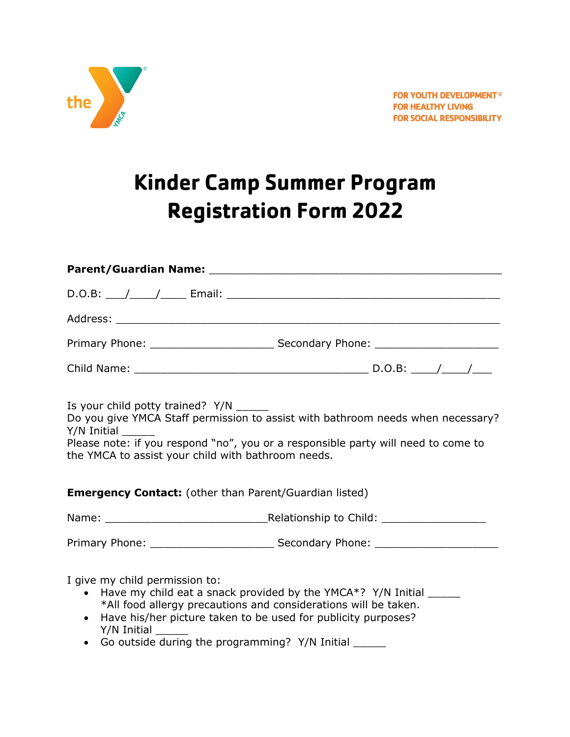the YMCA

FOR YOUTH DEVELOPMENT®
FOR HEALTHY LIVING
FOR SOCIAL RESPONSIBILITY

# Kinder Camp Summer Program Registration Form 2022

**Parent/Guardian Name:** ______________________________________________

D.O.B: ___/____/____ Email: ___________________________________________

Address: _____________________________________________________________

Primary Phone: ___________________ Secondary Phone: ___________________

Child Name: ____________________________________ D.O.B: ____/____/___

Is your child potty trained? Y/N _____
Do you give YMCA Staff permission to assist with bathroom needs when necessary? Y/N Initial _____
Please note: if you respond "no", you or a responsible party will need to come to the YMCA to assist your child with bathroom needs.

**Emergency Contact:** (other than Parent/Guardian listed)

Name: _________________________Relationship to Child: ________________

Primary Phone: ___________________ Secondary Phone: ___________________

I give my child permission to:

- Have my child eat a snack provided by the YMCA*? Y/N Initial _____
  *All food allergy precautions and considerations will be taken.
- Have his/her picture taken to be used for publicity purposes? Y/N Initial _____
- Go outside during the programming? Y/N Initial _____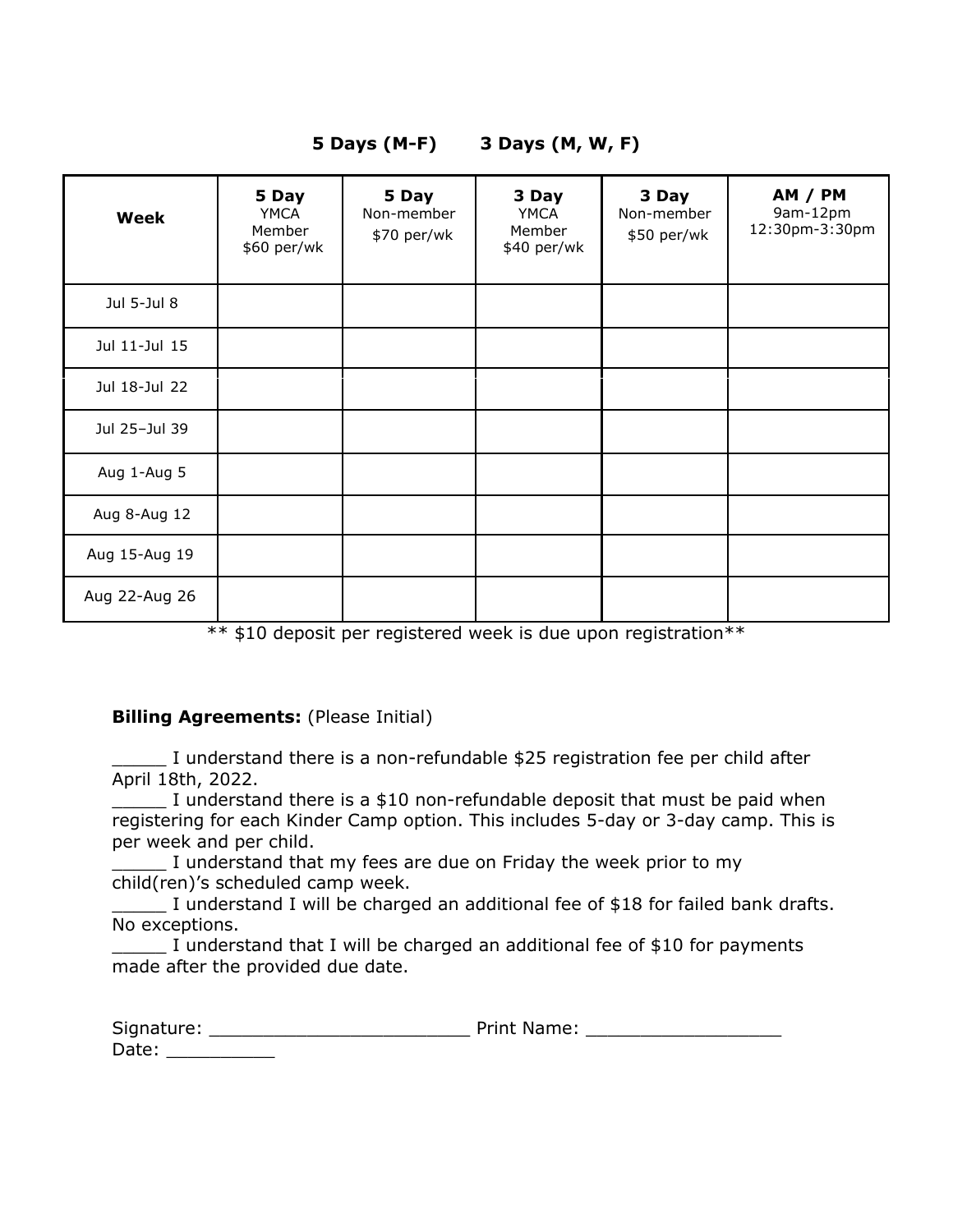**5 Days (M-F) 3 Days (M, W, F)**

| **Week** | **5 Day** YMCA Member $60 per/wk | **5 Day** Non-member $70 per/wk | **3 Day** YMCA Member $40 per/wk | **3 Day** Non-member $50 per/wk | **AM / PM** 9am-12pm 12:30pm-3:30pm |
|---|---|---|---|---|---|
| Jul 5-Jul 8 | | | | | |
| Jul 11-Jul 15 | | | | | |
| Jul 18-Jul 22 | | | | | |
| Jul 25–Jul 39 | | | | | |
| Aug 1-Aug 5 | | | | | |
| Aug 8-Aug 12 | | | | | |
| Aug 15-Aug 19 | | | | | |
| Aug 22-Aug 26 | | | | | |

** $10 deposit per registered week is due upon registration**

**Billing Agreements:** (Please Initial)

_____ I understand there is a non-refundable $25 registration fee per child after April 18th, 2022.

_____ I understand there is a $10 non-refundable deposit that must be paid when registering for each Kinder Camp option. This includes 5-day or 3-day camp. This is per week and per child.

_____ I understand that my fees are due on Friday the week prior to my child(ren)'s scheduled camp week.

_____ I understand I will be charged an additional fee of $18 for failed bank drafts. No exceptions.

_____ I understand that I will be charged an additional fee of $10 for payments made after the provided due date.

Signature: ________________________ Print Name: __________________

Date: __________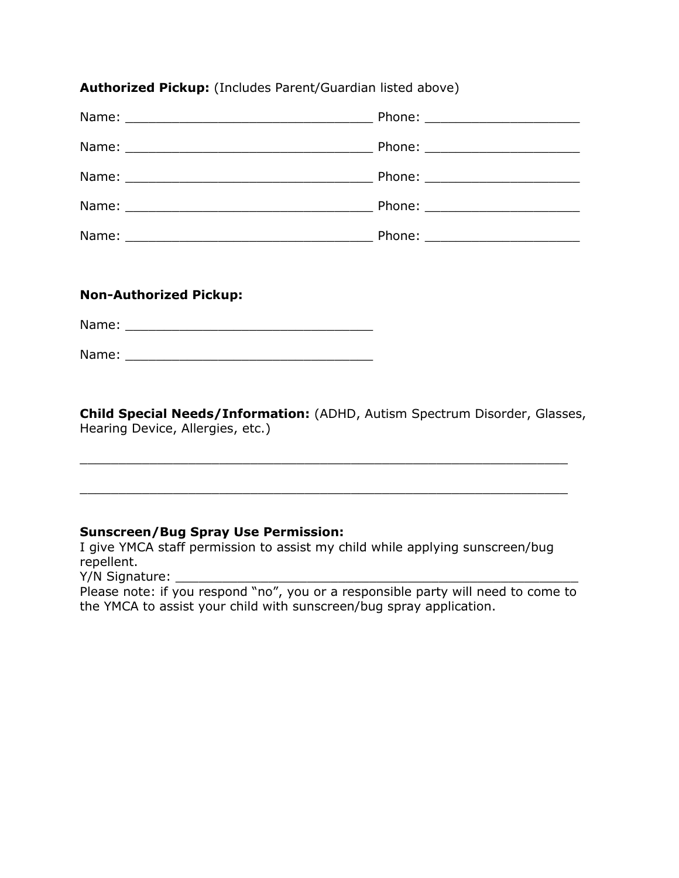**Authorized Pickup:** (Includes Parent/Guardian listed above)

Name: ________________________________ Phone: ____________________

Name: ________________________________ Phone: ____________________

Name: ________________________________ Phone: ____________________

Name: ________________________________ Phone: ____________________

Name: ________________________________ Phone: ____________________

**Non-Authorized Pickup:**

Name: ________________________________

Name: ________________________________

**Child Special Needs/Information:** (ADHD, Autism Spectrum Disorder, Glasses, Hearing Device, Allergies, etc.)

________________________________________________________________

________________________________________________________________

**Sunscreen/Bug Spray Use Permission:**
I give YMCA staff permission to assist my child while applying sunscreen/bug repellent.
Y/N Signature: ____________________________________________________
Please note: if you respond "no", you or a responsible party will need to come to the YMCA to assist your child with sunscreen/bug spray application.